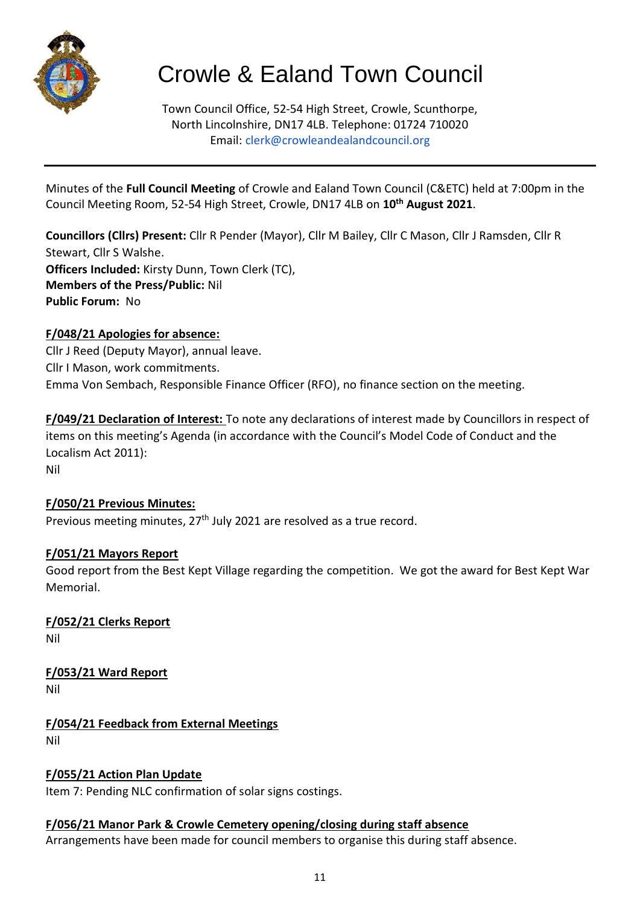# Crowle & Ealand Town Council

Town Council Office, 52-54 High Street, Crowle, Scunthorpe, North Lincolnshire, DN17 4LB. Telephone: 01724 710020
Email: clerk@crowleandealandcouncil.org

---

Minutes of the **Full Council Meeting** of Crowle and Ealand Town Council (C&ETC) held at 7:00pm in the Council Meeting Room, 52-54 High Street, Crowle, DN17 4LB on **10th August 2021**.

**Councillors (Cllrs) Present:** Cllr R Pender (Mayor), Cllr M Bailey, Cllr C Mason, Cllr J Ramsden, Cllr R Stewart, Cllr S Walshe.
**Officers Included:** Kirsty Dunn, Town Clerk (TC),
**Members of the Press/Public:** Nil
**Public Forum:** No

**F/048/21 Apologies for absence:**
Cllr J Reed (Deputy Mayor), annual leave.
Cllr I Mason, work commitments.
Emma Von Sembach, Responsible Finance Officer (RFO), no finance section on the meeting.

**F/049/21 Declaration of Interest:** To note any declarations of interest made by Councillors in respect of items on this meeting's Agenda (in accordance with the Council's Model Code of Conduct and the Localism Act 2011):
Nil

**F/050/21 Previous Minutes:**
Previous meeting minutes, 27th July 2021 are resolved as a true record.

**F/051/21 Mayors Report**
Good report from the Best Kept Village regarding the competition. We got the award for Best Kept War Memorial.

**F/052/21 Clerks Report**
Nil

**F/053/21 Ward Report**
Nil

**F/054/21 Feedback from External Meetings**
Nil

**F/055/21 Action Plan Update**
Item 7: Pending NLC confirmation of solar signs costings.

**F/056/21 Manor Park & Crowle Cemetery opening/closing during staff absence**
Arrangements have been made for council members to organise this during staff absence.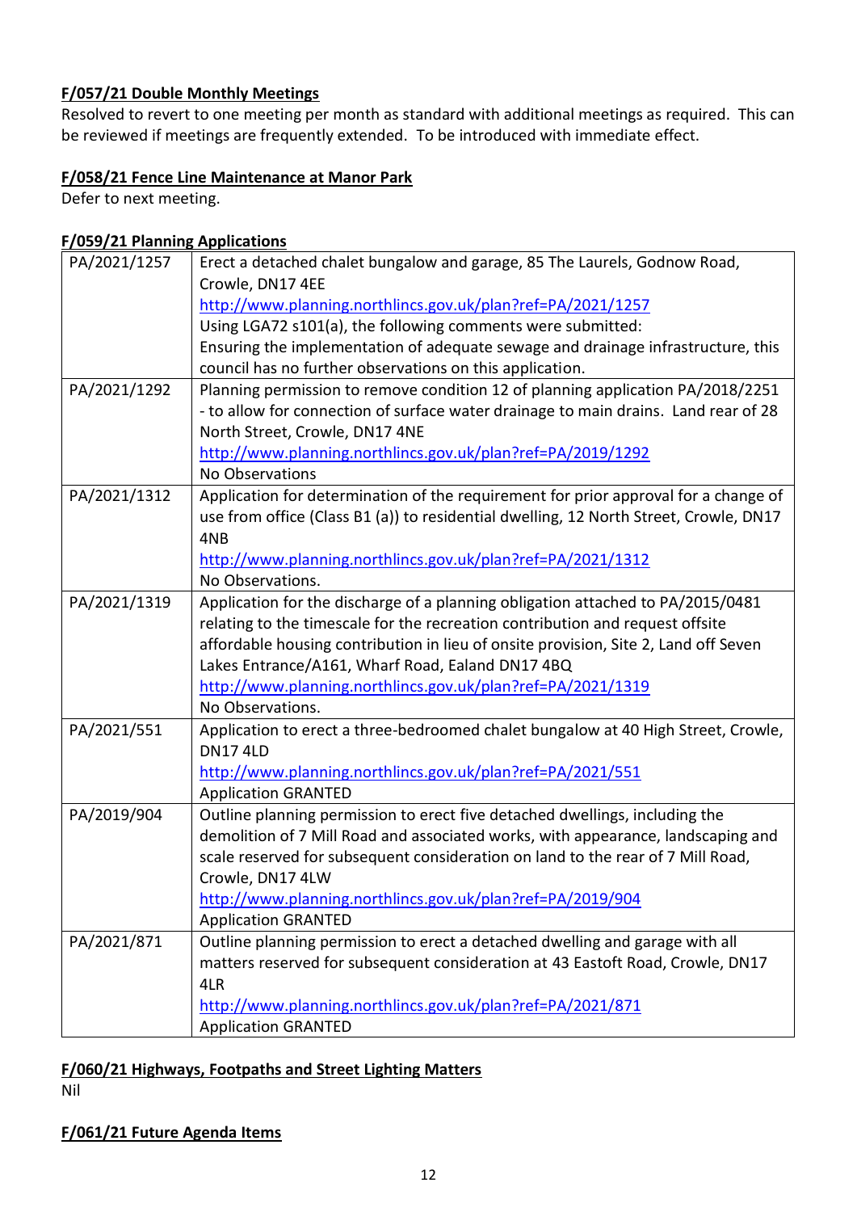**F/057/21 Double Monthly Meetings**

Resolved to revert to one meeting per month as standard with additional meetings as required. This can be reviewed if meetings are frequently extended. To be introduced with immediate effect.

**F/058/21 Fence Line Maintenance at Manor Park**

Defer to next meeting.

**F/059/21 Planning Applications**

| | |
|---|---|
| PA/2021/1257 | Erect a detached chalet bungalow and garage, 85 The Laurels, Godnow Road, Crowle, DN17 4EE<br>http://www.planning.northlincs.gov.uk/plan?ref=PA/2021/1257<br>Using LGA72 s101(a), the following comments were submitted:<br>Ensuring the implementation of adequate sewage and drainage infrastructure, this council has no further observations on this application. |
| PA/2021/1292 | Planning permission to remove condition 12 of planning application PA/2018/2251 - to allow for connection of surface water drainage to main drains. Land rear of 28 North Street, Crowle, DN17 4NE<br>http://www.planning.northlincs.gov.uk/plan?ref=PA/2019/1292<br>No Observations |
| PA/2021/1312 | Application for determination of the requirement for prior approval for a change of use from office (Class B1 (a)) to residential dwelling, 12 North Street, Crowle, DN17 4NB<br>http://www.planning.northlincs.gov.uk/plan?ref=PA/2021/1312<br>No Observations. |
| PA/2021/1319 | Application for the discharge of a planning obligation attached to PA/2015/0481 relating to the timescale for the recreation contribution and request offsite affordable housing contribution in lieu of onsite provision, Site 2, Land off Seven Lakes Entrance/A161, Wharf Road, Ealand DN17 4BQ<br>http://www.planning.northlincs.gov.uk/plan?ref=PA/2021/1319<br>No Observations. |
| PA/2021/551 | Application to erect a three-bedroomed chalet bungalow at 40 High Street, Crowle, DN17 4LD<br>http://www.planning.northlincs.gov.uk/plan?ref=PA/2021/551<br>Application GRANTED |
| PA/2019/904 | Outline planning permission to erect five detached dwellings, including the demolition of 7 Mill Road and associated works, with appearance, landscaping and scale reserved for subsequent consideration on land to the rear of 7 Mill Road, Crowle, DN17 4LW<br>http://www.planning.northlincs.gov.uk/plan?ref=PA/2019/904<br>Application GRANTED |
| PA/2021/871 | Outline planning permission to erect a detached dwelling and garage with all matters reserved for subsequent consideration at 43 Eastoft Road, Crowle, DN17 4LR<br>http://www.planning.northlincs.gov.uk/plan?ref=PA/2021/871<br>Application GRANTED |

**F/060/21 Highways, Footpaths and Street Lighting Matters**

Nil

**F/061/21 Future Agenda Items**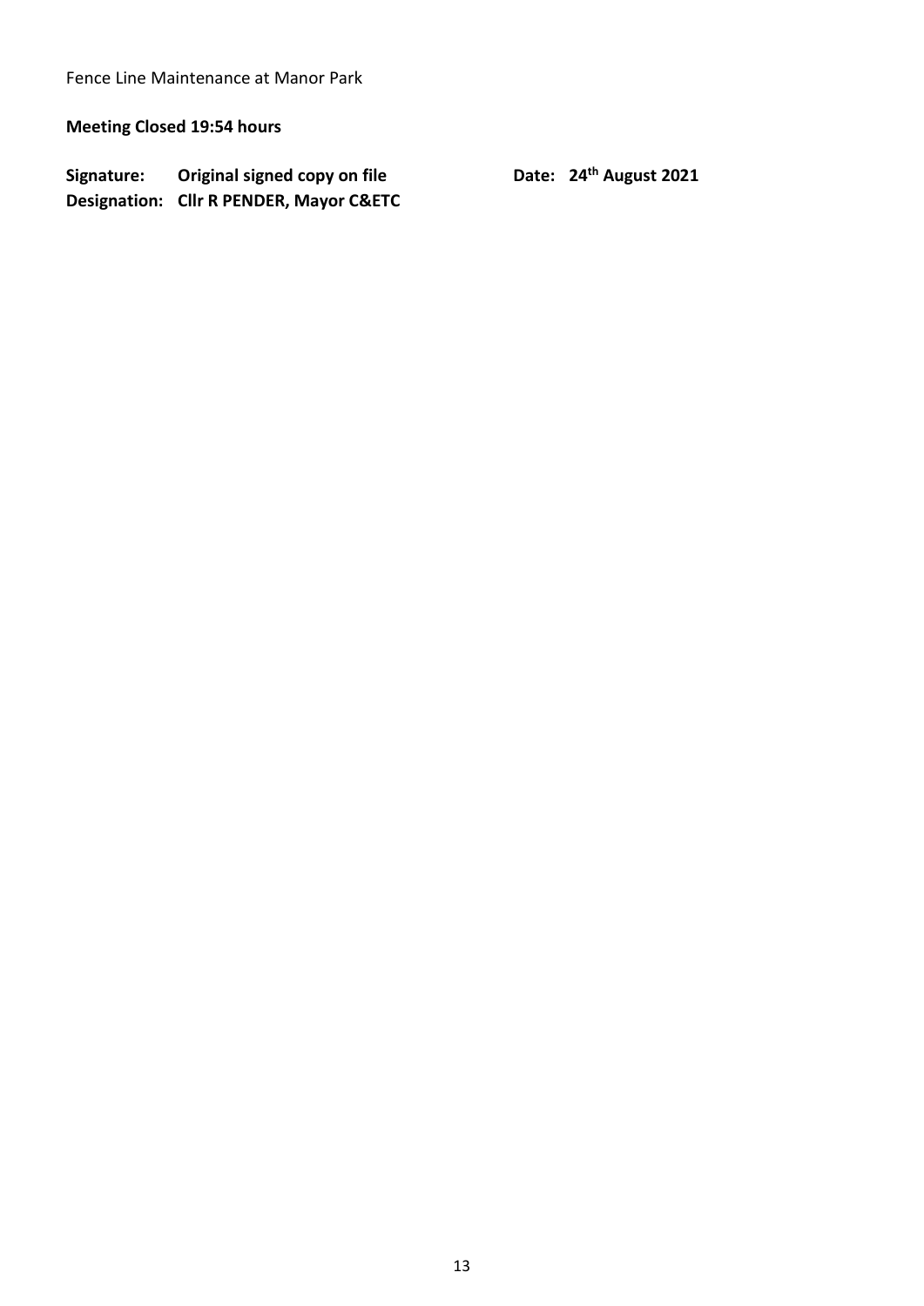Fence Line Maintenance at Manor Park

**Meeting Closed 19:54 hours**

**Signature: Original signed copy on file** **Date: 24th August 2021**
**Designation: Cllr R PENDER, Mayor C&ETC**